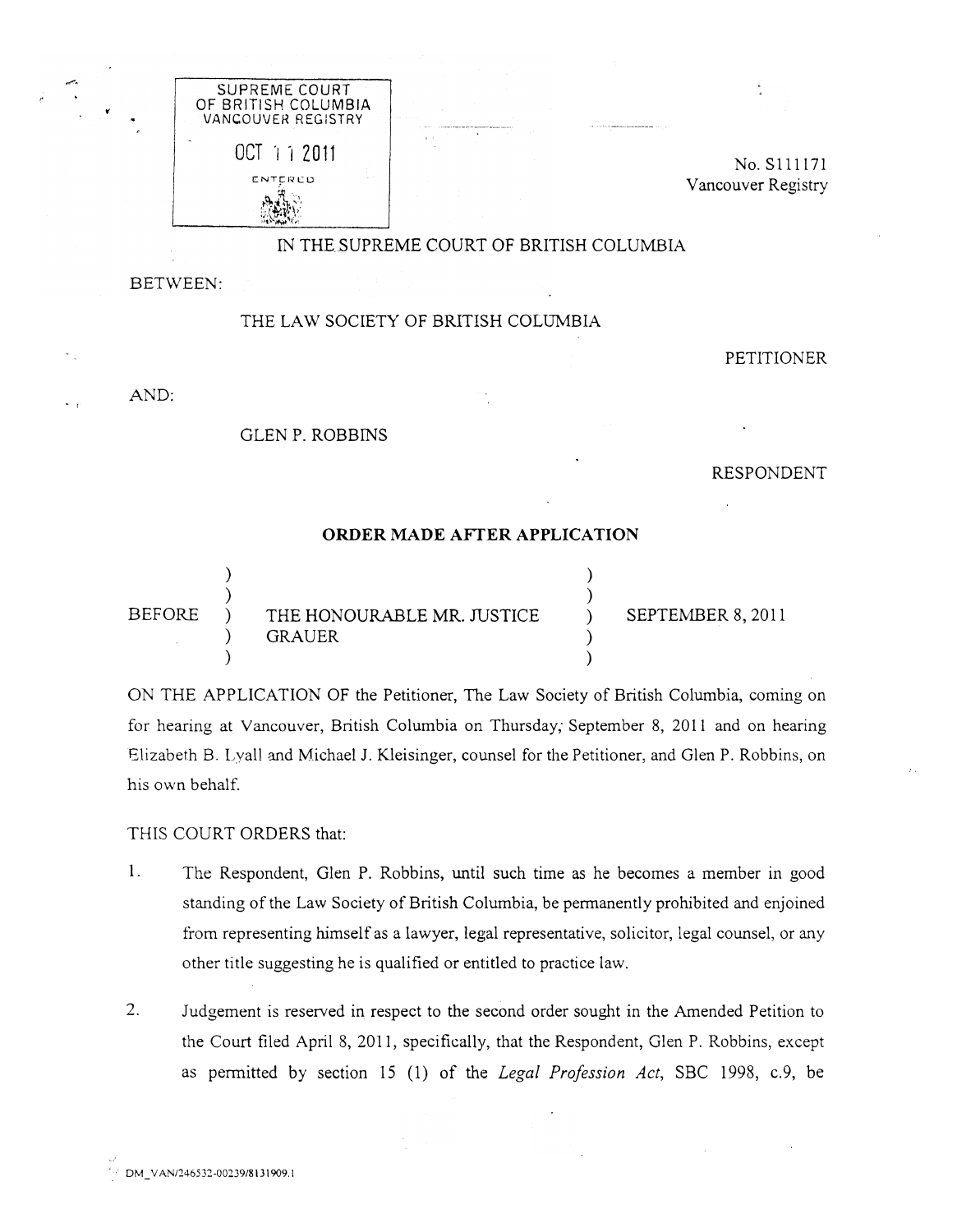SUPREME COURT
OF BRITISH COLUMBIA
VANCOUVER REGISTRY

OCT 11 2011

ENTERED

No. S111171
Vancouver Registry

IN THE SUPREME COURT OF BRITISH COLUMBIA

BETWEEN:

THE LAW SOCIETY OF BRITISH COLUMBIA

PETITIONER

AND:

GLEN P. ROBBINS

RESPONDENT

**ORDER MADE AFTER APPLICATION**

| | | |
|---|---|---|
| BEFORE | THE HONOURABLE MR. JUSTICE GRAUER | SEPTEMBER 8, 2011 |

ON THE APPLICATION OF the Petitioner, The Law Society of British Columbia, coming on for hearing at Vancouver, British Columbia on Thursday, September 8, 2011 and on hearing Elizabeth B. Lyall and Michael J. Kleisinger, counsel for the Petitioner, and Glen P. Robbins, on his own behalf.

THIS COURT ORDERS that:

1. The Respondent, Glen P. Robbins, until such time as he becomes a member in good standing of the Law Society of British Columbia, be permanently prohibited and enjoined from representing himself as a lawyer, legal representative, solicitor, legal counsel, or any other title suggesting he is qualified or entitled to practice law.

2. Judgement is reserved in respect to the second order sought in the Amended Petition to the Court filed April 8, 2011, specifically, that the Respondent, Glen P. Robbins, except as permitted by section 15 (1) of the *Legal Profession Act*, SBC 1998, c.9, be

DM_VAN/246532-00239/8131909.1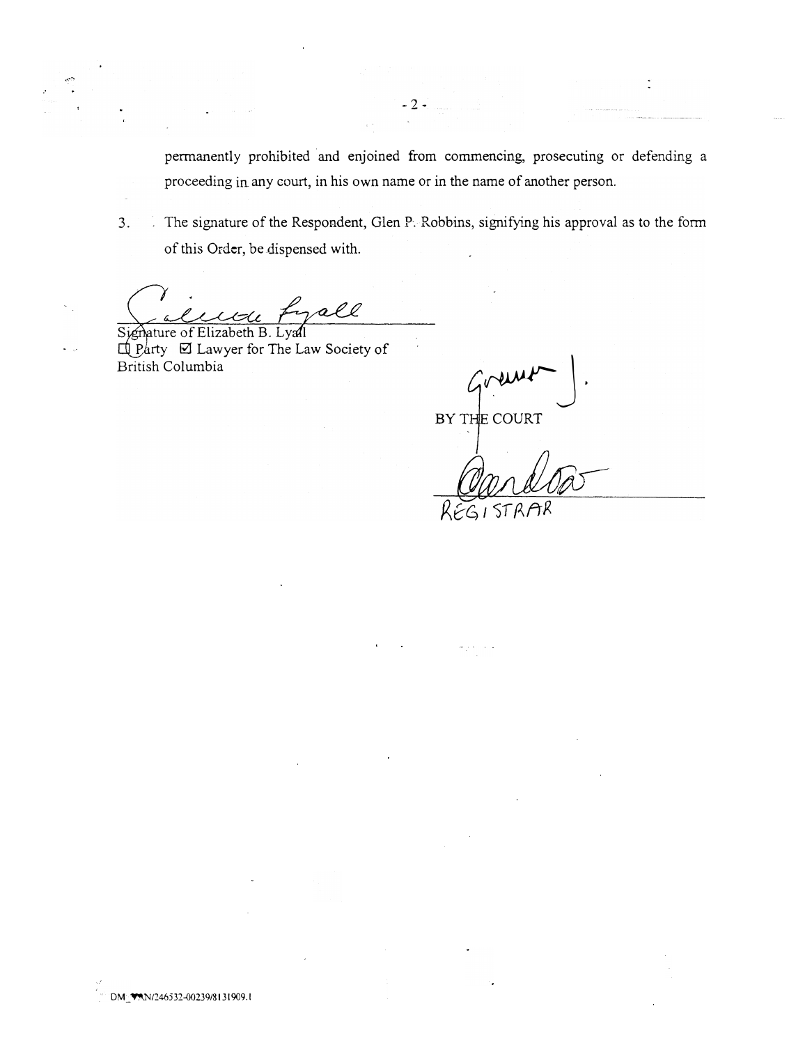permanently prohibited and enjoined from commencing, prosecuting or defending a proceeding in any court, in his own name or in the name of another person.

3. The signature of the Respondent, Glen P. Robbins, signifying his approval as to the form of this Order, be dispensed with.

Signature of Elizabeth B. Lyall
☐ Party ☑ Lawyer for The Law Society of British Columbia

BY THE COURT

REGISTRAR

DM_VAN/246532-00239/8131909.1